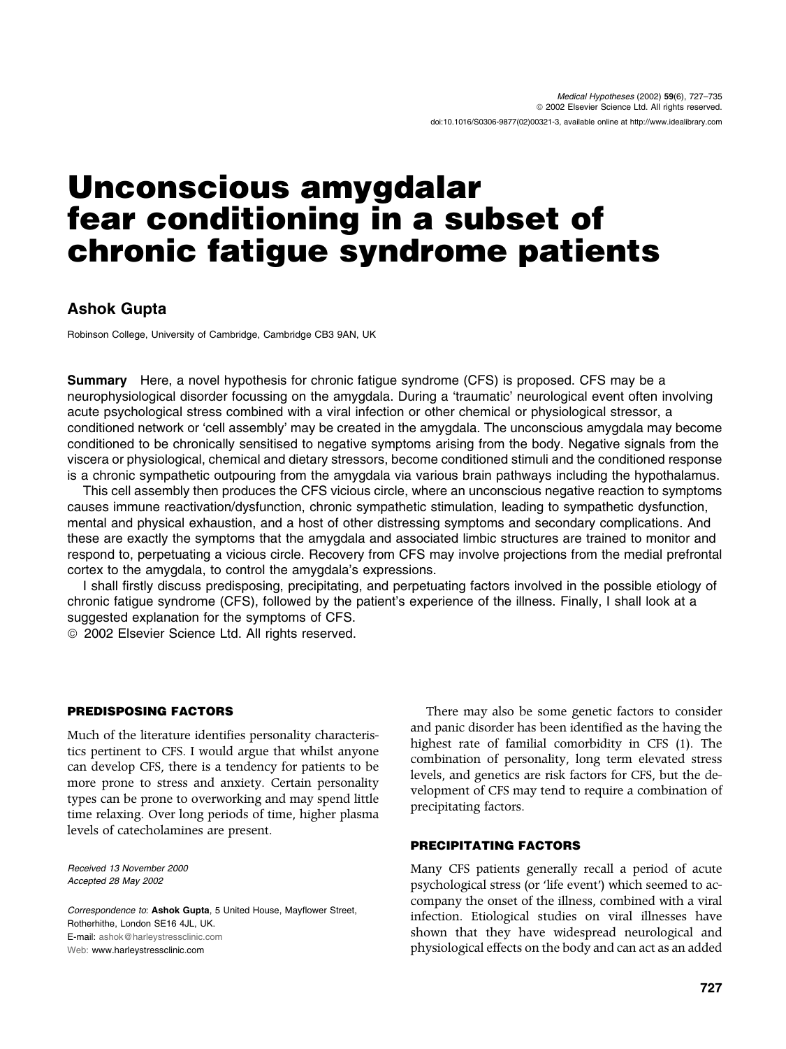# Unconscious amygdalar fear conditioning in a subset of chronic fatigue syndrome patients

**Ashok Gupta**

Robinson College, University of Cambridge, Cambridge CB3 9AN, UK

**Summary** Here, a novel hypothesis for chronic fatigue syndrome (CFS) is proposed. CFS may be a neurophysiological disorder focussing on the amygdala. During a 'traumatic' neurological event often involving acute psychological stress combined with a viral infection or other chemical or physiological stressor, a conditioned network or 'cell assembly' may be created in the amygdala. The unconscious amygdala may become conditioned to be chronically sensitised to negative symptoms arising from the body. Negative signals from the viscera or physiological, chemical and dietary stressors, become conditioned stimuli and the conditioned response is a chronic sympathetic outpouring from the amygdala via various brain pathways including the hypothalamus.

This cell assembly then produces the CFS vicious circle, where an unconscious negative reaction to symptoms causes immune reactivation/dysfunction, chronic sympathetic stimulation, leading to sympathetic dysfunction, mental and physical exhaustion, and a host of other distressing symptoms and secondary complications. And these are exactly the symptoms that the amygdala and associated limbic structures are trained to monitor and respond to, perpetuating a vicious circle. Recovery from CFS may involve projections from the medial prefrontal cortex to the amygdala, to control the amygdala's expressions.

I shall firstly discuss predisposing, precipitating, and perpetuating factors involved in the possible etiology of chronic fatigue syndrome (CFS), followed by the patient's experience of the illness. Finally, I shall look at a suggested explanation for the symptoms of CFS.

© 2002 Elsevier Science Ltd. All rights reserved.

## PREDISPOSING FACTORS

Much of the literature identifies personality characteristics pertinent to CFS. I would argue that whilst anyone can develop CFS, there is a tendency for patients to be more prone to stress and anxiety. Certain personality types can be prone to overworking and may spend little time relaxing. Over long periods of time, higher plasma levels of catecholamines are present.

*Received 13 November 2000*
*Accepted 28 May 2002*

*Correspondence to*: **Ashok Gupta**, 5 United House, Mayflower Street, Rotherhithe, London SE16 4JL, UK.
E-mail: ashok@harleystressclinic.com
Web: www.harleystressclinic.com

There may also be some genetic factors to consider and panic disorder has been identified as the having the highest rate of familial comorbidity in CFS (1). The combination of personality, long term elevated stress levels, and genetics are risk factors for CFS, but the development of CFS may tend to require a combination of precipitating factors.

## PRECIPITATING FACTORS

Many CFS patients generally recall a period of acute psychological stress (or 'life event') which seemed to accompany the onset of the illness, combined with a viral infection. Etiological studies on viral illnesses have shown that they have widespread neurological and physiological effects on the body and can act as an added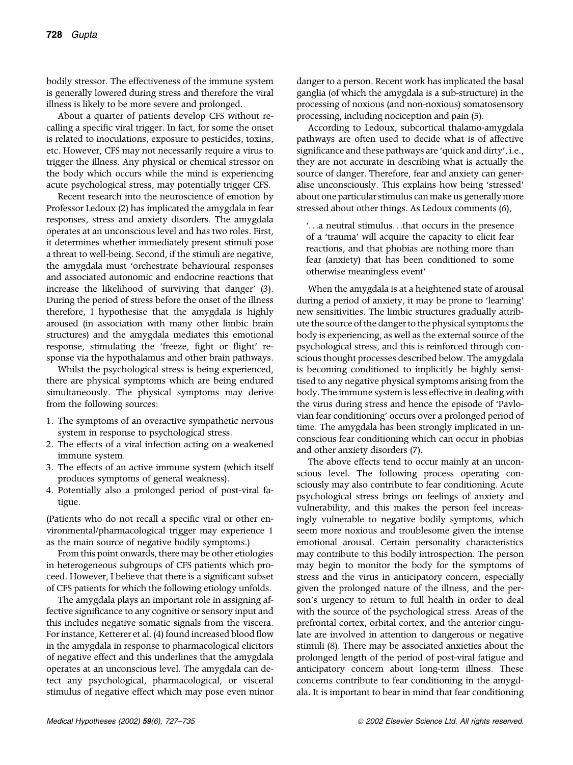bodily stressor. The effectiveness of the immune system is generally lowered during stress and therefore the viral illness is likely to be more severe and prolonged.

About a quarter of patients develop CFS without recalling a specific viral trigger. In fact, for some the onset is related to inoculations, exposure to pesticides, toxins, etc. However, CFS may not necessarily require a virus to trigger the illness. Any physical or chemical stressor on the body which occurs while the mind is experiencing acute psychological stress, may potentially trigger CFS.

Recent research into the neuroscience of emotion by Professor Ledoux (2) has implicated the amygdala in fear responses, stress and anxiety disorders. The amygdala operates at an unconscious level and has two roles. First, it determines whether immediately present stimuli pose a threat to well-being. Second, if the stimuli are negative, the amygdala must 'orchestrate behavioural responses and associated autonomic and endocrine reactions that increase the likelihood of surviving that danger' (3). During the period of stress before the onset of the illness therefore, I hypothesise that the amygdala is highly aroused (in association with many other limbic brain structures) and the amygdala mediates this emotional response, stimulating the 'freeze, fight or flight' response via the hypothalamus and other brain pathways.

Whilst the psychological stress is being experienced, there are physical symptoms which are being endured simultaneously. The physical symptoms may derive from the following sources:

1. The symptoms of an overactive sympathetic nervous system in response to psychological stress.
2. The effects of a viral infection acting on a weakened immune system.
3. The effects of an active immune system (which itself produces symptoms of general weakness).
4. Potentially also a prolonged period of post-viral fatigue.

(Patients who do not recall a specific viral or other environmental/pharmacological trigger may experience 1 as the main source of negative bodily symptoms.)

From this point onwards, there may be other etiologies in heterogeneous subgroups of CFS patients which proceed. However, I believe that there is a significant subset of CFS patients for which the following etiology unfolds.

The amygdala plays an important role in assigning affective significance to any cognitive or sensory input and this includes negative somatic signals from the viscera. For instance, Ketterer et al. (4) found increased blood flow in the amygdala in response to pharmacological elicitors of negative effect and this underlines that the amygdala operates at an unconscious level. The amygdala can detect any psychological, pharmacological, or visceral stimulus of negative effect which may pose even minor danger to a person. Recent work has implicated the basal ganglia (of which the amygdala is a sub-structure) in the processing of noxious (and non-noxious) somatosensory processing, including nociception and pain (5).

According to Ledoux, subcortical thalamo-amygdala pathways are often used to decide what is of affective significance and these pathways are 'quick and dirty', i.e., they are not accurate in describing what is actually the source of danger. Therefore, fear and anxiety can generalise unconsciously. This explains how being 'stressed' about one particular stimulus can make us generally more stressed about other things. As Ledoux comments (6),

> '…a neutral stimulus…that occurs in the presence of a 'trauma' will acquire the capacity to elicit fear reactions, and that phobias are nothing more than fear (anxiety) that has been conditioned to some otherwise meaningless event'

When the amygdala is at a heightened state of arousal during a period of anxiety, it may be prone to 'learning' new sensitivities. The limbic structures gradually attribute the source of the danger to the physical symptoms the body is experiencing, as well as the external source of the psychological stress, and this is reinforced through conscious thought processes described below. The amygdala is becoming conditioned to implicitly be highly sensitised to any negative physical symptoms arising from the body. The immune system is less effective in dealing with the virus during stress and hence the episode of 'Pavlovian fear conditioning' occurs over a prolonged period of time. The amygdala has been strongly implicated in unconscious fear conditioning which can occur in phobias and other anxiety disorders (7).

The above effects tend to occur mainly at an unconscious level. The following process operating consciously may also contribute to fear conditioning. Acute psychological stress brings on feelings of anxiety and vulnerability, and this makes the person feel increasingly vulnerable to negative bodily symptoms, which seem more noxious and troublesome given the intense emotional arousal. Certain personality characteristics may contribute to this bodily introspection. The person may begin to monitor the body for the symptoms of stress and the virus in anticipatory concern, especially given the prolonged nature of the illness, and the person's urgency to return to full health in order to deal with the source of the psychological stress. Areas of the prefrontal cortex, orbital cortex, and the anterior cingulate are involved in attention to dangerous or negative stimuli (8). There may be associated anxieties about the prolonged length of the period of post-viral fatigue and anticipatory concern about long-term illness. These concerns contribute to fear conditioning in the amygdala. It is important to bear in mind that fear conditioning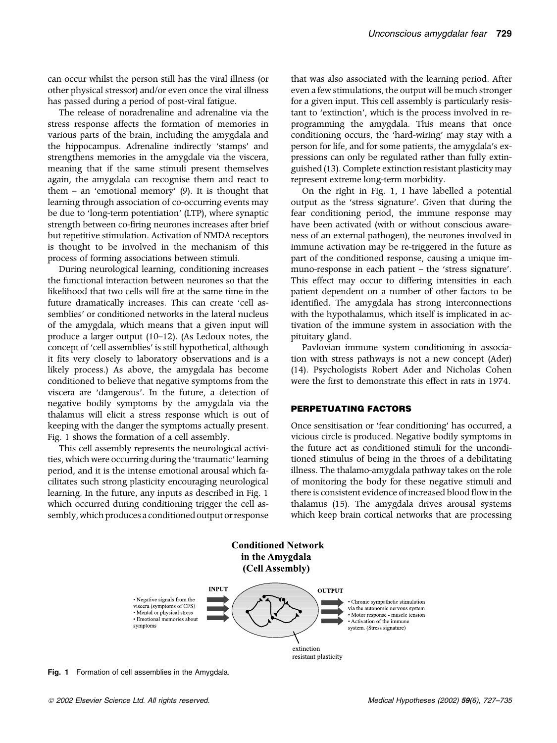can occur whilst the person still has the viral illness (or other physical stressor) and/or even once the viral illness has passed during a period of post-viral fatigue.

The release of noradrenaline and adrenaline via the stress response affects the formation of memories in various parts of the brain, including the amygdala and the hippocampus. Adrenaline indirectly 'stamps' and strengthens memories in the amygdale via the viscera, meaning that if the same stimuli present themselves again, the amygdala can recognise them and react to them – an 'emotional memory' (*9*). It is thought that learning through association of co-occurring events may be due to 'long-term potentiation' (LTP), where synaptic strength between co-firing neurones increases after brief but repetitive stimulation. Activation of NMDA receptors is thought to be involved in the mechanism of this process of forming associations between stimuli.

During neurological learning, conditioning increases the functional interaction between neurones so that the likelihood that two cells will fire at the same time in the future dramatically increases. This can create 'cell assemblies' or conditioned networks in the lateral nucleus of the amygdala, which means that a given input will produce a larger output (10–12). (As Ledoux notes, the concept of 'cell assemblies' is still hypothetical, although it fits very closely to laboratory observations and is a likely process.) As above, the amygdala has become conditioned to believe that negative symptoms from the viscera are 'dangerous'. In the future, a detection of negative bodily symptoms by the amygdala via the thalamus will elicit a stress response which is out of keeping with the danger the symptoms actually present. Fig. 1 shows the formation of a cell assembly.

This cell assembly represents the neurological activities, which were occurring during the 'traumatic' learning period, and it is the intense emotional arousal which facilitates such strong plasticity encouraging neurological learning. In the future, any inputs as described in Fig. 1 which occurred during conditioning trigger the cell assembly, which produces a conditioned output or response that was also associated with the learning period. After even a few stimulations, the output will be much stronger for a given input. This cell assembly is particularly resistant to 'extinction', which is the process involved in reprogramming the amygdala. This means that once conditioning occurs, the 'hard-wiring' may stay with a person for life, and for some patients, the amygdala's expressions can only be regulated rather than fully extinguished (13). Complete extinction resistant plasticity may represent extreme long-term morbidity.

On the right in Fig. 1, I have labelled a potential output as the 'stress signature'. Given that during the fear conditioning period, the immune response may have been activated (with or without conscious awareness of an external pathogen), the neurones involved in immune activation may be re-triggered in the future as part of the conditioned response, causing a unique immuno-response in each patient – the 'stress signature'. This effect may occur to differing intensities in each patient dependent on a number of other factors to be identified. The amygdala has strong interconnections with the hypothalamus, which itself is implicated in activation of the immune system in association with the pituitary gland.

Pavlovian immune system conditioning in association with stress pathways is not a new concept (Ader) (14). Psychologists Robert Ader and Nicholas Cohen were the first to demonstrate this effect in rats in 1974.

## PERPETUATING FACTORS

Once sensitisation or 'fear conditioning' has occurred, a vicious circle is produced. Negative bodily symptoms in the future act as conditioned stimuli for the unconditioned stimulus of being in the throes of a debilitating illness. The thalamo-amygdala pathway takes on the role of monitoring the body for these negative stimuli and there is consistent evidence of increased blood flow in the thalamus (15). The amygdala drives arousal systems which keep brain cortical networks that are processing

Conditioned Network in the Amygdala (Cell Assembly)

INPUT
• Negative signals from the viscera (symptoms of CFS)
• Mental or physical stress
• Emotional memories about symptoms

OUTPUT
• Chronic sympathetic stimulation via the autonomic nervous system
• Motor response - muscle tension
• Activation of the immune system. (Stress signature)

extinction resistant plasticity

**Fig. 1** Formation of cell assemblies in the Amygdala.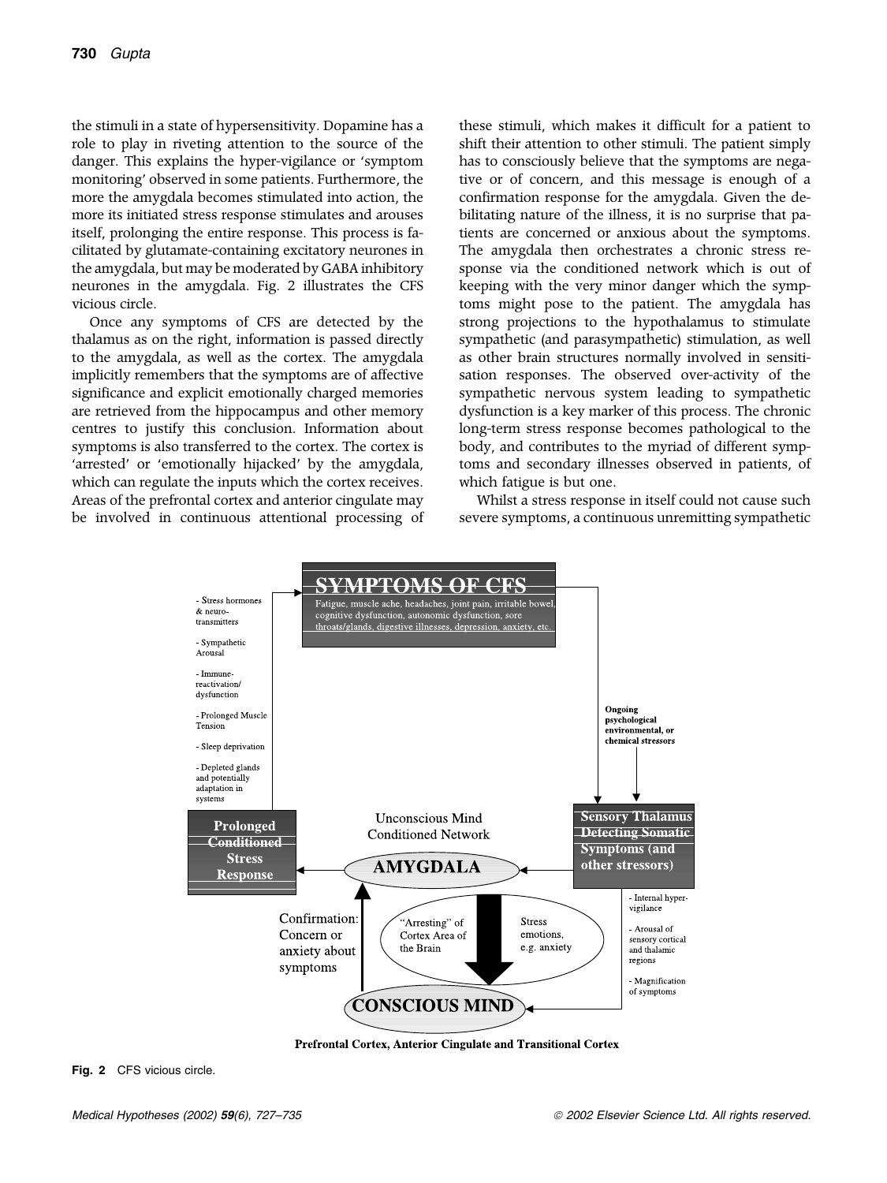the stimuli in a state of hypersensitivity. Dopamine has a role to play in riveting attention to the source of the danger. This explains the hyper-vigilance or 'symptom monitoring' observed in some patients. Furthermore, the more the amygdala becomes stimulated into action, the more its initiated stress response stimulates and arouses itself, prolonging the entire response. This process is facilitated by glutamate-containing excitatory neurones in the amygdala, but may be moderated by GABA inhibitory neurones in the amygdala. Fig. 2 illustrates the CFS vicious circle.

Once any symptoms of CFS are detected by the thalamus as on the right, information is passed directly to the amygdala, as well as the cortex. The amygdala implicitly remembers that the symptoms are of affective significance and explicit emotionally charged memories are retrieved from the hippocampus and other memory centres to justify this conclusion. Information about symptoms is also transferred to the cortex. The cortex is 'arrested' or 'emotionally hijacked' by the amygdala, which can regulate the inputs which the cortex receives. Areas of the prefrontal cortex and anterior cingulate may be involved in continuous attentional processing of these stimuli, which makes it difficult for a patient to shift their attention to other stimuli. The patient simply has to consciously believe that the symptoms are negative or of concern, and this message is enough of a confirmation response for the amygdala. Given the debilitating nature of the illness, it is no surprise that patients are concerned or anxious about the symptoms. The amygdala then orchestrates a chronic stress response via the conditioned network which is out of keeping with the very minor danger which the symptoms might pose to the patient. The amygdala has strong projections to the hypothalamus to stimulate sympathetic (and parasympathetic) stimulation, as well as other brain structures normally involved in sensitisation responses. The observed over-activity of the sympathetic nervous system leading to sympathetic dysfunction is a key marker of this process. The chronic long-term stress response becomes pathological to the body, and contributes to the myriad of different symptoms and secondary illnesses observed in patients, of which fatigue is but one.

Whilst a stress response in itself could not cause such severe symptoms, a continuous unremitting sympathetic

SYMPTOMS OF CFS

Fatigue, muscle ache, headaches, joint pain, irritable bowel, cognitive dysfunction, autonomic dysfunction, sore throats/glands, digestive illnesses, depression, anxiety, etc.

- Stress hormones & neuro-transmitters
- Sympathetic Arousal
- Immune-reactivation/ dysfunction
- Prolonged Muscle Tension
- Sleep deprivation
- Depleted glands and potentially adaptation in systems

Ongoing psychological environmental, or chemical stressors

Prolonged Conditioned Stress Response

Unconscious Mind Conditioned Network

AMYGDALA

Sensory Thalamus Detecting Somatic Symptoms (and other stressors)

- Internal hyper-vigilance
- Arousal of sensory cortical and thalamic regions
- Magnification of symptoms

Confirmation: Concern or anxiety about symptoms

"Arresting" of Cortex Area of the Brain

Stress emotions, e.g. anxiety

CONSCIOUS MIND

Prefrontal Cortex, Anterior Cingulate and Transitional Cortex

**Fig. 2** CFS vicious circle.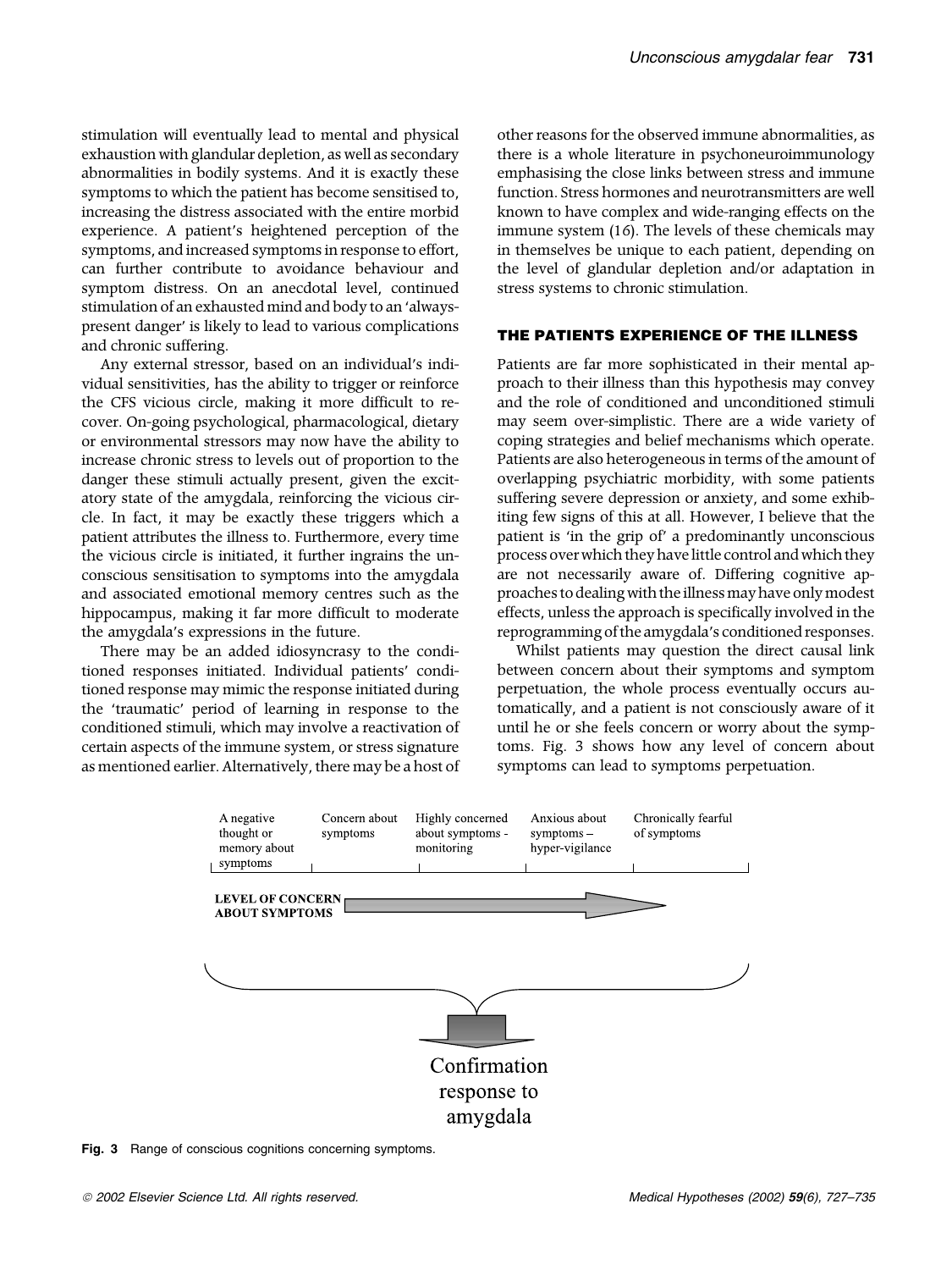stimulation will eventually lead to mental and physical exhaustion with glandular depletion, as well as secondary abnormalities in bodily systems. And it is exactly these symptoms to which the patient has become sensitised to, increasing the distress associated with the entire morbid experience. A patient's heightened perception of the symptoms, and increased symptoms in response to effort, can further contribute to avoidance behaviour and symptom distress. On an anecdotal level, continued stimulation of an exhausted mind and body to an 'always-present danger' is likely to lead to various complications and chronic suffering.

Any external stressor, based on an individual's individual sensitivities, has the ability to trigger or reinforce the CFS vicious circle, making it more difficult to recover. On-going psychological, pharmacological, dietary or environmental stressors may now have the ability to increase chronic stress to levels out of proportion to the danger these stimuli actually present, given the excitatory state of the amygdala, reinforcing the vicious circle. In fact, it may be exactly these triggers which a patient attributes the illness to. Furthermore, every time the vicious circle is initiated, it further ingrains the unconscious sensitisation to symptoms into the amygdala and associated emotional memory centres such as the hippocampus, making it far more difficult to moderate the amygdala's expressions in the future.

There may be an added idiosyncrasy to the conditioned responses initiated. Individual patients' conditioned response may mimic the response initiated during the 'traumatic' period of learning in response to the conditioned stimuli, which may involve a reactivation of certain aspects of the immune system, or stress signature as mentioned earlier. Alternatively, there may be a host of other reasons for the observed immune abnormalities, as there is a whole literature in psychoneuroimmunology emphasising the close links between stress and immune function. Stress hormones and neurotransmitters are well known to have complex and wide-ranging effects on the immune system (16). The levels of these chemicals may in themselves be unique to each patient, depending on the level of glandular depletion and/or adaptation in stress systems to chronic stimulation.

## THE PATIENTS EXPERIENCE OF THE ILLNESS

Patients are far more sophisticated in their mental approach to their illness than this hypothesis may convey and the role of conditioned and unconditioned stimuli may seem over-simplistic. There are a wide variety of coping strategies and belief mechanisms which operate. Patients are also heterogeneous in terms of the amount of overlapping psychiatric morbidity, with some patients suffering severe depression or anxiety, and some exhibiting few signs of this at all. However, I believe that the patient is 'in the grip of' a predominantly unconscious process over which they have little control and which they are not necessarily aware of. Differing cognitive approaches to dealing with the illness may have only modest effects, unless the approach is specifically involved in the reprogramming of the amygdala's conditioned responses.

Whilst patients may question the direct causal link between concern about their symptoms and symptom perpetuation, the whole process eventually occurs automatically, and a patient is not consciously aware of it until he or she feels concern or worry about the symptoms. Fig. 3 shows how any level of concern about symptoms can lead to symptoms perpetuation.

| A negative thought or memory about symptoms | Concern about symptoms | Highly concerned about symptoms - monitoring | Anxious about symptoms – hyper-vigilance | Chronically fearful of symptoms |
|---|---|---|---|---|

**LEVEL OF CONCERN ABOUT SYMPTOMS** →

Confirmation response to amygdala

**Fig. 3** Range of conscious cognitions concerning symptoms.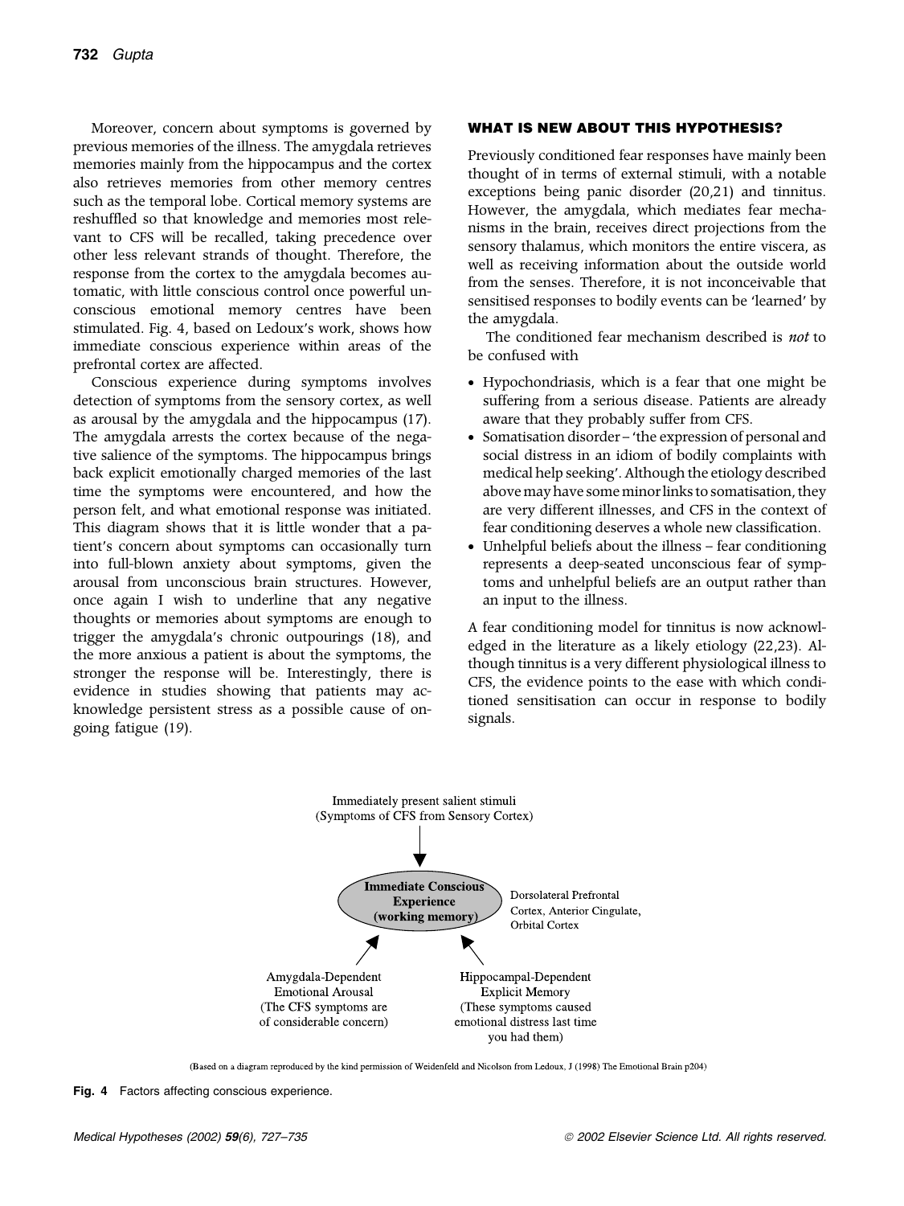Moreover, concern about symptoms is governed by previous memories of the illness. The amygdala retrieves memories mainly from the hippocampus and the cortex also retrieves memories from other memory centres such as the temporal lobe. Cortical memory systems are reshuffled so that knowledge and memories most relevant to CFS will be recalled, taking precedence over other less relevant strands of thought. Therefore, the response from the cortex to the amygdala becomes automatic, with little conscious control once powerful unconscious emotional memory centres have been stimulated. Fig. 4, based on Ledoux's work, shows how immediate conscious experience within areas of the prefrontal cortex are affected.

Conscious experience during symptoms involves detection of symptoms from the sensory cortex, as well as arousal by the amygdala and the hippocampus (17). The amygdala arrests the cortex because of the negative salience of the symptoms. The hippocampus brings back explicit emotionally charged memories of the last time the symptoms were encountered, and how the person felt, and what emotional response was initiated. This diagram shows that it is little wonder that a patient's concern about symptoms can occasionally turn into full-blown anxiety about symptoms, given the arousal from unconscious brain structures. However, once again I wish to underline that any negative thoughts or memories about symptoms are enough to trigger the amygdala's chronic outpourings (18), and the more anxious a patient is about the symptoms, the stronger the response will be. Interestingly, there is evidence in studies showing that patients may acknowledge persistent stress as a possible cause of ongoing fatigue (19).

## WHAT IS NEW ABOUT THIS HYPOTHESIS?

Previously conditioned fear responses have mainly been thought of in terms of external stimuli, with a notable exceptions being panic disorder (20,21) and tinnitus. However, the amygdala, which mediates fear mechanisms in the brain, receives direct projections from the sensory thalamus, which monitors the entire viscera, as well as receiving information about the outside world from the senses. Therefore, it is not inconceivable that sensitised responses to bodily events can be 'learned' by the amygdala.

The conditioned fear mechanism described is *not* to be confused with

- Hypochondriasis, which is a fear that one might be suffering from a serious disease. Patients are already aware that they probably suffer from CFS.
- Somatisation disorder – 'the expression of personal and social distress in an idiom of bodily complaints with medical help seeking'. Although the etiology described above may have some minor links to somatisation, they are very different illnesses, and CFS in the context of fear conditioning deserves a whole new classification.
- Unhelpful beliefs about the illness – fear conditioning represents a deep-seated unconscious fear of symptoms and unhelpful beliefs are an output rather than an input to the illness.

A fear conditioning model for tinnitus is now acknowledged in the literature as a likely etiology (22,23). Although tinnitus is a very different physiological illness to CFS, the evidence points to the ease with which conditioned sensitisation can occur in response to bodily signals.

Immediately present salient stimuli (Symptoms of CFS from Sensory Cortex)

**Immediate Conscious Experience (working memory)** — Dorsolateral Prefrontal Cortex, Anterior Cingulate, Orbital Cortex

Amygdala-Dependent Emotional Arousal (The CFS symptoms are of considerable concern)

Hippocampal-Dependent Explicit Memory (These symptoms caused emotional distress last time you had them)

(Based on a diagram reproduced by the kind permission of Weidenfeld and Nicolson from Ledoux, J (1998) The Emotional Brain p204)

**Fig. 4** Factors affecting conscious experience.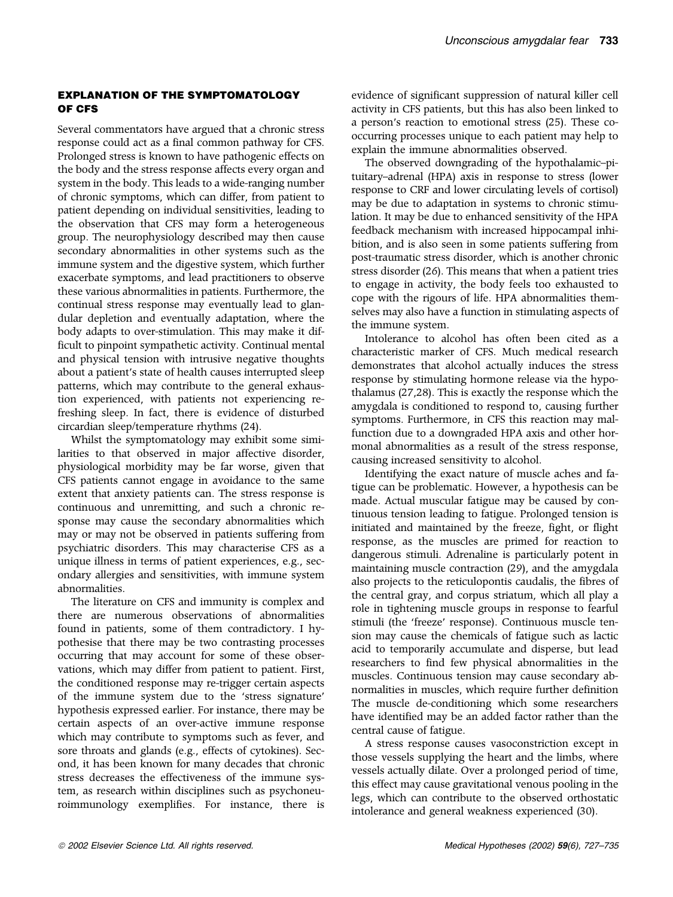## EXPLANATION OF THE SYMPTOMATOLOGY OF CFS

Several commentators have argued that a chronic stress response could act as a final common pathway for CFS. Prolonged stress is known to have pathogenic effects on the body and the stress response affects every organ and system in the body. This leads to a wide-ranging number of chronic symptoms, which can differ, from patient to patient depending on individual sensitivities, leading to the observation that CFS may form a heterogeneous group. The neurophysiology described may then cause secondary abnormalities in other systems such as the immune system and the digestive system, which further exacerbate symptoms, and lead practitioners to observe these various abnormalities in patients. Furthermore, the continual stress response may eventually lead to glandular depletion and eventually adaptation, where the body adapts to over-stimulation. This may make it difficult to pinpoint sympathetic activity. Continual mental and physical tension with intrusive negative thoughts about a patient's state of health causes interrupted sleep patterns, which may contribute to the general exhaustion experienced, with patients not experiencing refreshing sleep. In fact, there is evidence of disturbed circardian sleep/temperature rhythms (24).

Whilst the symptomatology may exhibit some similarities to that observed in major affective disorder, physiological morbidity may be far worse, given that CFS patients cannot engage in avoidance to the same extent that anxiety patients can. The stress response is continuous and unremitting, and such a chronic response may cause the secondary abnormalities which may or may not be observed in patients suffering from psychiatric disorders. This may characterise CFS as a unique illness in terms of patient experiences, e.g., secondary allergies and sensitivities, with immune system abnormalities.

The literature on CFS and immunity is complex and there are numerous observations of abnormalities found in patients, some of them contradictory. I hypothesise that there may be two contrasting processes occurring that may account for some of these observations, which may differ from patient to patient. First, the conditioned response may re-trigger certain aspects of the immune system due to the 'stress signature' hypothesis expressed earlier. For instance, there may be certain aspects of an over-active immune response which may contribute to symptoms such as fever, and sore throats and glands (e.g., effects of cytokines). Second, it has been known for many decades that chronic stress decreases the effectiveness of the immune system, as research within disciplines such as psychoneuroimmunology exemplifies. For instance, there is evidence of significant suppression of natural killer cell activity in CFS patients, but this has also been linked to a person's reaction to emotional stress (25). These co-occurring processes unique to each patient may help to explain the immune abnormalities observed.

The observed downgrading of the hypothalamic–pituitary–adrenal (HPA) axis in response to stress (lower response to CRF and lower circulating levels of cortisol) may be due to adaptation in systems to chronic stimulation. It may be due to enhanced sensitivity of the HPA feedback mechanism with increased hippocampal inhibition, and is also seen in some patients suffering from post-traumatic stress disorder, which is another chronic stress disorder (26). This means that when a patient tries to engage in activity, the body feels too exhausted to cope with the rigours of life. HPA abnormalities themselves may also have a function in stimulating aspects of the immune system.

Intolerance to alcohol has often been cited as a characteristic marker of CFS. Much medical research demonstrates that alcohol actually induces the stress response by stimulating hormone release via the hypothalamus (27,28). This is exactly the response which the amygdala is conditioned to respond to, causing further symptoms. Furthermore, in CFS this reaction may malfunction due to a downgraded HPA axis and other hormonal abnormalities as a result of the stress response, causing increased sensitivity to alcohol.

Identifying the exact nature of muscle aches and fatigue can be problematic. However, a hypothesis can be made. Actual muscular fatigue may be caused by continuous tension leading to fatigue. Prolonged tension is initiated and maintained by the freeze, fight, or flight response, as the muscles are primed for reaction to dangerous stimuli. Adrenaline is particularly potent in maintaining muscle contraction (29), and the amygdala also projects to the reticulopontis caudalis, the fibres of the central gray, and corpus striatum, which all play a role in tightening muscle groups in response to fearful stimuli (the 'freeze' response). Continuous muscle tension may cause the chemicals of fatigue such as lactic acid to temporarily accumulate and disperse, but lead researchers to find few physical abnormalities in the muscles. Continuous tension may cause secondary abnormalities in muscles, which require further definition The muscle de-conditioning which some researchers have identified may be an added factor rather than the central cause of fatigue.

A stress response causes vasoconstriction except in those vessels supplying the heart and the limbs, where vessels actually dilate. Over a prolonged period of time, this effect may cause gravitational venous pooling in the legs, which can contribute to the observed orthostatic intolerance and general weakness experienced (30).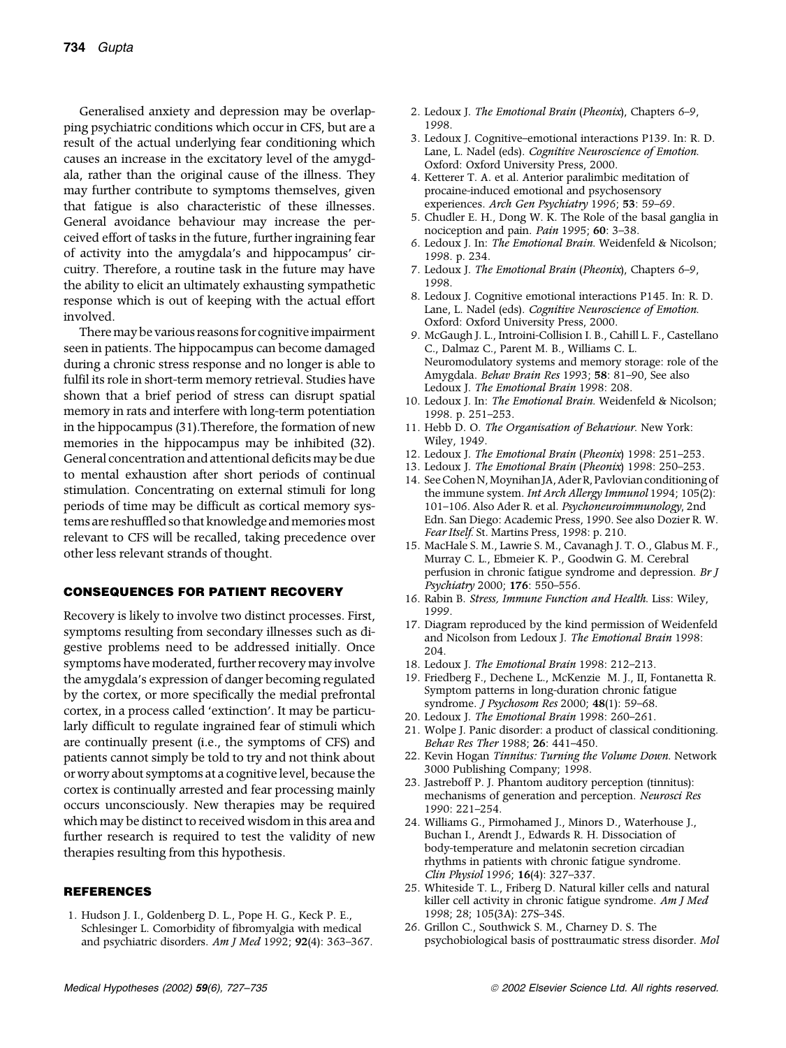Generalised anxiety and depression may be overlapping psychiatric conditions which occur in CFS, but are a result of the actual underlying fear conditioning which causes an increase in the excitatory level of the amygdala, rather than the original cause of the illness. They may further contribute to symptoms themselves, given that fatigue is also characteristic of these illnesses. General avoidance behaviour may increase the perceived effort of tasks in the future, further ingraining fear of activity into the amygdala's and hippocampus' circuitry. Therefore, a routine task in the future may have the ability to elicit an ultimately exhausting sympathetic response which is out of keeping with the actual effort involved.

There may be various reasons for cognitive impairment seen in patients. The hippocampus can become damaged during a chronic stress response and no longer is able to fulfil its role in short-term memory retrieval. Studies have shown that a brief period of stress can disrupt spatial memory in rats and interfere with long-term potentiation in the hippocampus (31).Therefore, the formation of new memories in the hippocampus may be inhibited (32). General concentration and attentional deficits may be due to mental exhaustion after short periods of continual stimulation. Concentrating on external stimuli for long periods of time may be difficult as cortical memory systems are reshuffled so that knowledge and memories most relevant to CFS will be recalled, taking precedence over other less relevant strands of thought.

## CONSEQUENCES FOR PATIENT RECOVERY

Recovery is likely to involve two distinct processes. First, symptoms resulting from secondary illnesses such as digestive problems need to be addressed initially. Once symptoms have moderated, further recovery may involve the amygdala's expression of danger becoming regulated by the cortex, or more specifically the medial prefrontal cortex, in a process called 'extinction'. It may be particularly difficult to regulate ingrained fear of stimuli which are continually present (i.e., the symptoms of CFS) and patients cannot simply be told to try and not think about or worry about symptoms at a cognitive level, because the cortex is continually arrested and fear processing mainly occurs unconsciously. New therapies may be required which may be distinct to received wisdom in this area and further research is required to test the validity of new therapies resulting from this hypothesis.

## REFERENCES

1. Hudson J. I., Goldenberg D. L., Pope H. G., Keck P. E., Schlesinger L. Comorbidity of fibromyalgia with medical and psychiatric disorders. *Am J Med* 1992; **92**(4): 363–367.
2. Ledoux J. *The Emotional Brain* (*Pheonix*), Chapters 6–9, 1998.
3. Ledoux J. Cognitive–emotional interactions P139. In: R. D. Lane, L. Nadel (eds). *Cognitive Neuroscience of Emotion.* Oxford: Oxford University Press, 2000.
4. Ketterer T. A. et al. Anterior paralimbic meditation of procaine-induced emotional and psychosensory experiences. *Arch Gen Psychiatry* 1996; **53**: 59–69.
5. Chudler E. H., Dong W. K. The Role of the basal ganglia in nociception and pain. *Pain* 1995; **60**: 3–38.
6. Ledoux J. In: *The Emotional Brain.* Weidenfeld & Nicolson; 1998. p. 234.
7. Ledoux J. *The Emotional Brain* (*Pheonix*), Chapters 6–9, 1998.
8. Ledoux J. Cognitive emotional interactions P145. In: R. D. Lane, L. Nadel (eds). *Cognitive Neuroscience of Emotion.* Oxford: Oxford University Press, 2000.
9. McGaugh J. L., Introini-Collision I. B., Cahill L. F., Castellano C., Dalmaz C., Parent M. B., Williams C. L. Neuromodulatory systems and memory storage: role of the Amygdala. *Behav Brain Res* 1993; **58**: 81–90, See also Ledoux J. *The Emotional Brain* 1998: 208.
10. Ledoux J. In: *The Emotional Brain.* Weidenfeld & Nicolson; 1998. p. 251–253.
11. Hebb D. O. *The Organisation of Behaviour.* New York: Wiley, 1949.
12. Ledoux J. *The Emotional Brain* (*Pheonix*) 1998: 251–253.
13. Ledoux J. *The Emotional Brain* (*Pheonix*) 1998: 250–253.
14. See Cohen N, Moynihan JA, Ader R, Pavlovian conditioning of the immune system. *Int Arch Allergy Immunol* 1994; 105(2): 101–106. Also Ader R. et al. *Psychoneuroimmunology*, 2nd Edn. San Diego: Academic Press, 1990. See also Dozier R. W. *Fear Itself.* St. Martins Press, 1998: p. 210.
15. MacHale S. M., Lawrie S. M., Cavanagh J. T. O., Glabus M. F., Murray C. L., Ebmeier K. P., Goodwin G. M. Cerebral perfusion in chronic fatigue syndrome and depression. *Br J Psychiatry* 2000; **176**: 550–556.
16. Rabin B. *Stress, Immune Function and Health.* Liss: Wiley, 1999.
17. Diagram reproduced by the kind permission of Weidenfeld and Nicolson from Ledoux J. *The Emotional Brain* 1998: 204.
18. Ledoux J. *The Emotional Brain* 1998: 212–213.
19. Friedberg F., Dechene L., McKenzie M. J., II, Fontanetta R. Symptom patterns in long-duration chronic fatigue syndrome. *J Psychosom Res* 2000; **48**(1): 59–68.
20. Ledoux J. *The Emotional Brain* 1998: 260–261.
21. Wolpe J. Panic disorder: a product of classical conditioning. *Behav Res Ther* 1988; **26**: 441–450.
22. Kevin Hogan *Tinnitus: Turning the Volume Down.* Network 3000 Publishing Company; 1998.
23. Jastreboff P. J. Phantom auditory perception (tinnitus): mechanisms of generation and perception. *Neurosci Res* 1990: 221–254.
24. Williams G., Pirmohamed J., Minors D., Waterhouse J., Buchan I., Arendt J., Edwards R. H. Dissociation of body-temperature and melatonin secretion circadian rhythms in patients with chronic fatigue syndrome. *Clin Physiol* 1996; **16**(4): 327–337.
25. Whiteside T. L., Friberg D. Natural killer cells and natural killer cell activity in chronic fatigue syndrome. *Am J Med* 1998; 28; 105(3A): 27S–34S.
26. Grillon C., Southwick S. M., Charney D. S. The psychobiological basis of posttraumatic stress disorder. *Mol*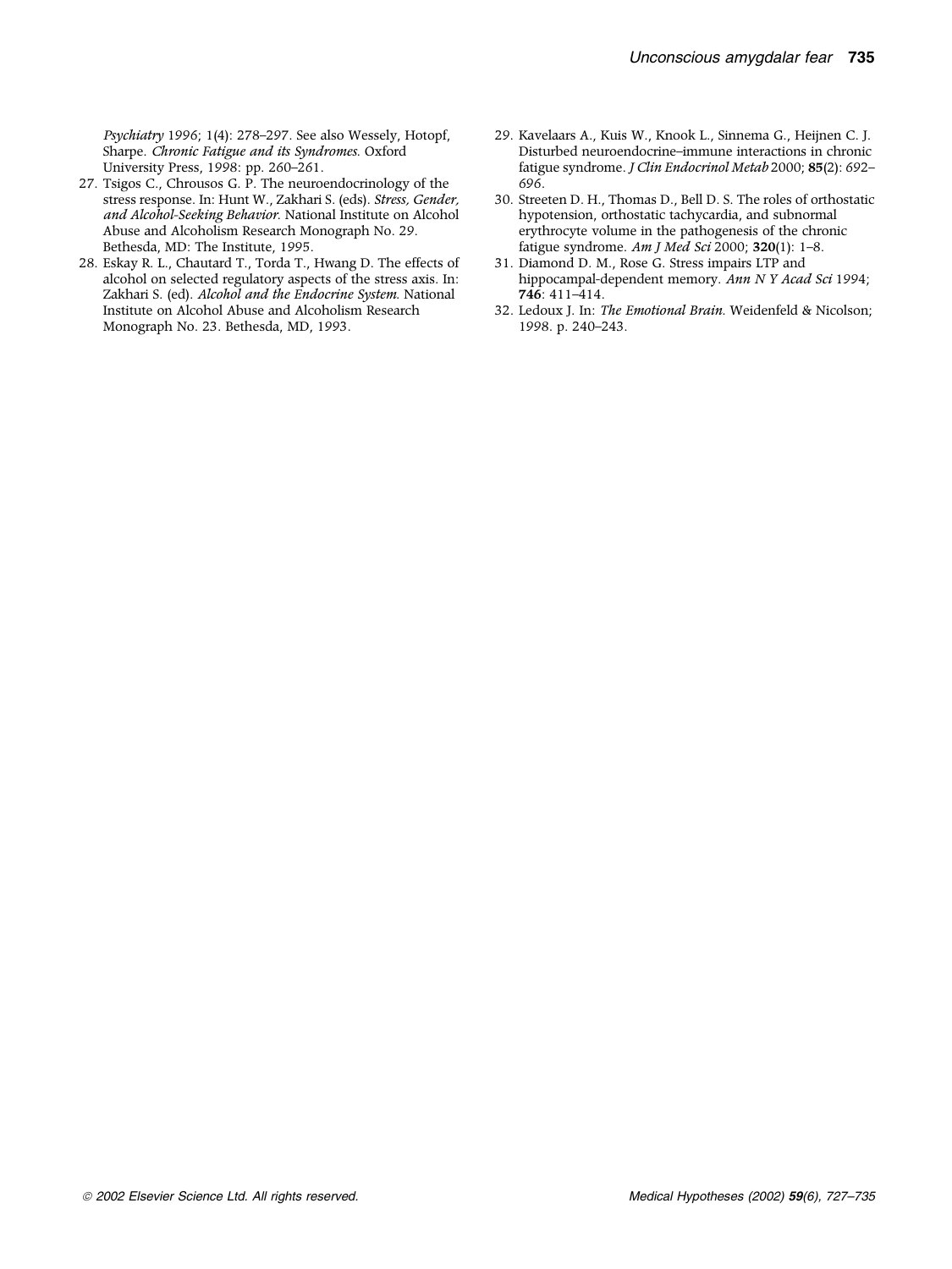*Psychiatry* 1996; 1(4): 278–297. See also Wessely, Hotopf, Sharpe. *Chronic Fatigue and its Syndromes*. Oxford University Press, 1998: pp. 260–261.

27. Tsigos C., Chrousos G. P. The neuroendocrinology of the stress response. In: Hunt W., Zakhari S. (eds). *Stress, Gender, and Alcohol-Seeking Behavior*. National Institute on Alcohol Abuse and Alcoholism Research Monograph No. 29. Bethesda, MD: The Institute, 1995.
28. Eskay R. L., Chautard T., Torda T., Hwang D. The effects of alcohol on selected regulatory aspects of the stress axis. In: Zakhari S. (ed). *Alcohol and the Endocrine System*. National Institute on Alcohol Abuse and Alcoholism Research Monograph No. 23. Bethesda, MD, 1993.
29. Kavelaars A., Kuis W., Knook L., Sinnema G., Heijnen C. J. Disturbed neuroendocrine–immune interactions in chronic fatigue syndrome. *J Clin Endocrinol Metab* 2000; **85**(2): 692–696.
30. Streeten D. H., Thomas D., Bell D. S. The roles of orthostatic hypotension, orthostatic tachycardia, and subnormal erythrocyte volume in the pathogenesis of the chronic fatigue syndrome. *Am J Med Sci* 2000; **320**(1): 1–8.
31. Diamond D. M., Rose G. Stress impairs LTP and hippocampal-dependent memory. *Ann N Y Acad Sci* 1994; **746**: 411–414.
32. Ledoux J. In: *The Emotional Brain*. Weidenfeld & Nicolson; 1998. p. 240–243.